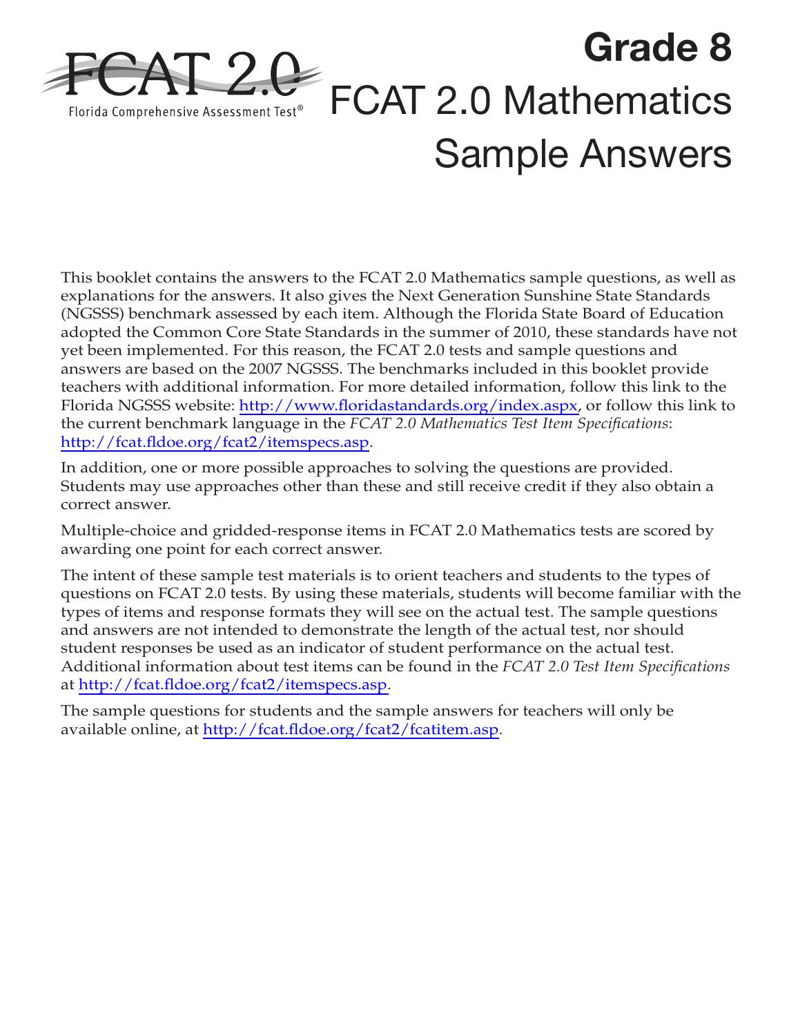FCAT 2.0

Florida Comprehensive Assessment Test®

# Grade 8

# FCAT 2.0 Mathematics Sample Answers

This booklet contains the answers to the FCAT 2.0 Mathematics sample questions, as well as explanations for the answers. It also gives the Next Generation Sunshine State Standards (NGSSS) benchmark assessed by each item. Although the Florida State Board of Education adopted the Common Core State Standards in the summer of 2010, these standards have not yet been implemented. For this reason, the FCAT 2.0 tests and sample questions and answers are based on the 2007 NGSSS. The benchmarks included in this booklet provide teachers with additional information. For more detailed information, follow this link to the Florida NGSSS website: http://www.floridastandards.org/index.aspx, or follow this link to the current benchmark language in the *FCAT 2.0 Mathematics Test Item Specifications*: http://fcat.fldoe.org/fcat2/itemspecs.asp.

In addition, one or more possible approaches to solving the questions are provided. Students may use approaches other than these and still receive credit if they also obtain a correct answer.

Multiple-choice and gridded-response items in FCAT 2.0 Mathematics tests are scored by awarding one point for each correct answer.

The intent of these sample test materials is to orient teachers and students to the types of questions on FCAT 2.0 tests. By using these materials, students will become familiar with the types of items and response formats they will see on the actual test. The sample questions and answers are not intended to demonstrate the length of the actual test, nor should student responses be used as an indicator of student performance on the actual test. Additional information about test items can be found in the *FCAT 2.0 Test Item Specifications* at http://fcat.fldoe.org/fcat2/itemspecs.asp.

The sample questions for students and the sample answers for teachers will only be available online, at http://fcat.fldoe.org/fcat2/fcatitem.asp.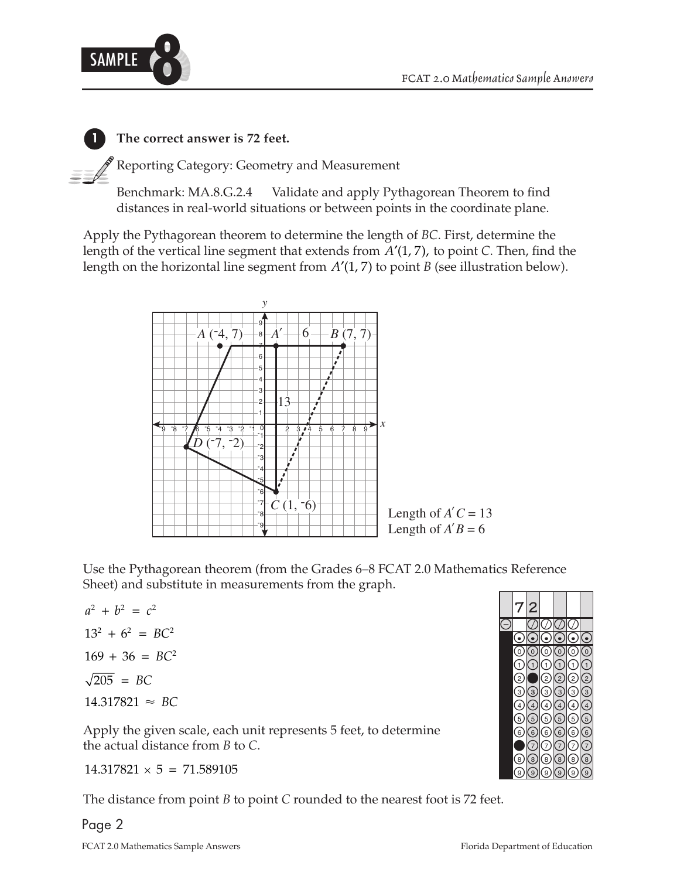**1 The correct answer is 72 feet.**

Reporting Category: Geometry and Measurement

Benchmark: MA.8.G.2.4 Validate and apply Pythagorean Theorem to find distances in real-world situations or between points in the coordinate plane.

Apply the Pythagorean theorem to determine the length of *BC*. First, determine the length of the vertical line segment that extends from $A'(1, 7)$, to point *C*. Then, find the length on the horizontal line segment from $A'(1, 7)$ to point *B* (see illustration below).

Length of $A'C = 13$
Length of $A'B = 6$

Use the Pythagorean theorem (from the Grades 6–8 FCAT 2.0 Mathematics Reference Sheet) and substitute in measurements from the graph.

$$a^2 + b^2 = c^2$$

$$13^2 + 6^2 = BC^2$$

$$169 + 36 = BC^2$$

$$\sqrt{205} = BC$$

$$14.317821 \approx BC$$

Apply the given scale, each unit represents 5 feet, to determine the actual distance from *B* to *C*.

$$14.317821 \times 5 = 71.589105$$

The distance from point *B* to point *C* rounded to the nearest foot is 72 feet.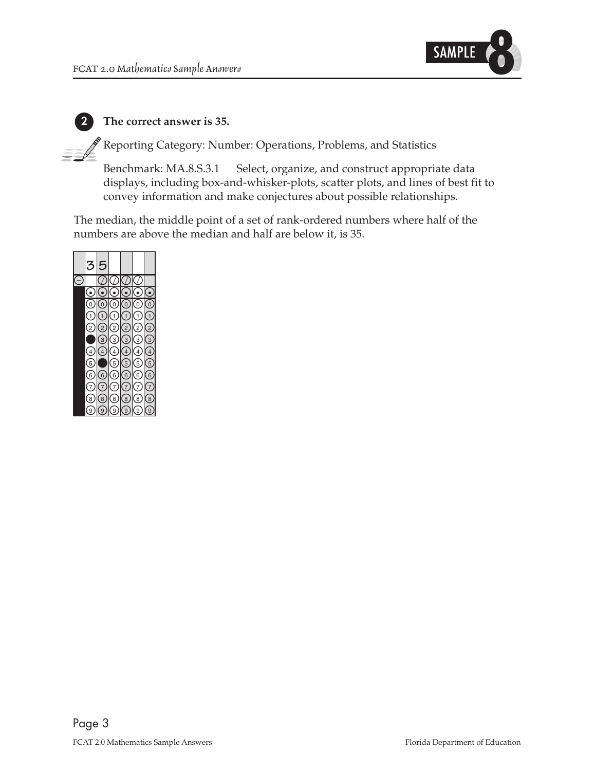**2** **The correct answer is 35.**

Reporting Category: Number: Operations, Problems, and Statistics

Benchmark: MA.8.S.3.1 Select, organize, and construct appropriate data displays, including box-and-whisker-plots, scatter plots, and lines of best fit to convey information and make conjectures about possible relationships.

The median, the middle point of a set of rank-ordered numbers where half of the numbers are above the median and half are below it, is 35.

| 3 | 5 | | | | |
|---|---|---|---|---|---|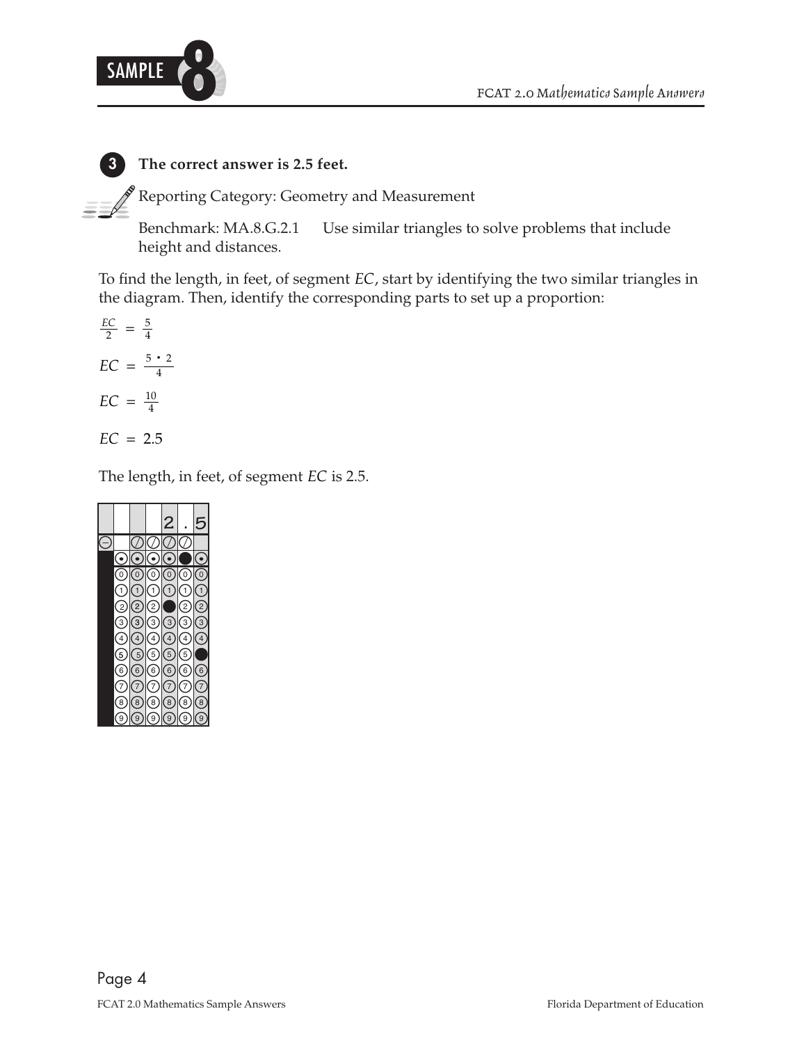**3** **The correct answer is 2.5 feet.**

Reporting Category: Geometry and Measurement

Benchmark: MA.8.G.2.1 Use similar triangles to solve problems that include height and distances.

To find the length, in feet, of segment *EC*, start by identifying the two similar triangles in the diagram. Then, identify the corresponding parts to set up a proportion:

$$\frac{EC}{2} = \frac{5}{4}$$

$$EC = \frac{5 \cdot 2}{4}$$

$$EC = \frac{10}{4}$$

$$EC = 2.5$$

The length, in feet, of segment *EC* is 2.5.

| | | | | 2 | . | 5 |
|---|---|---|---|---|---|---|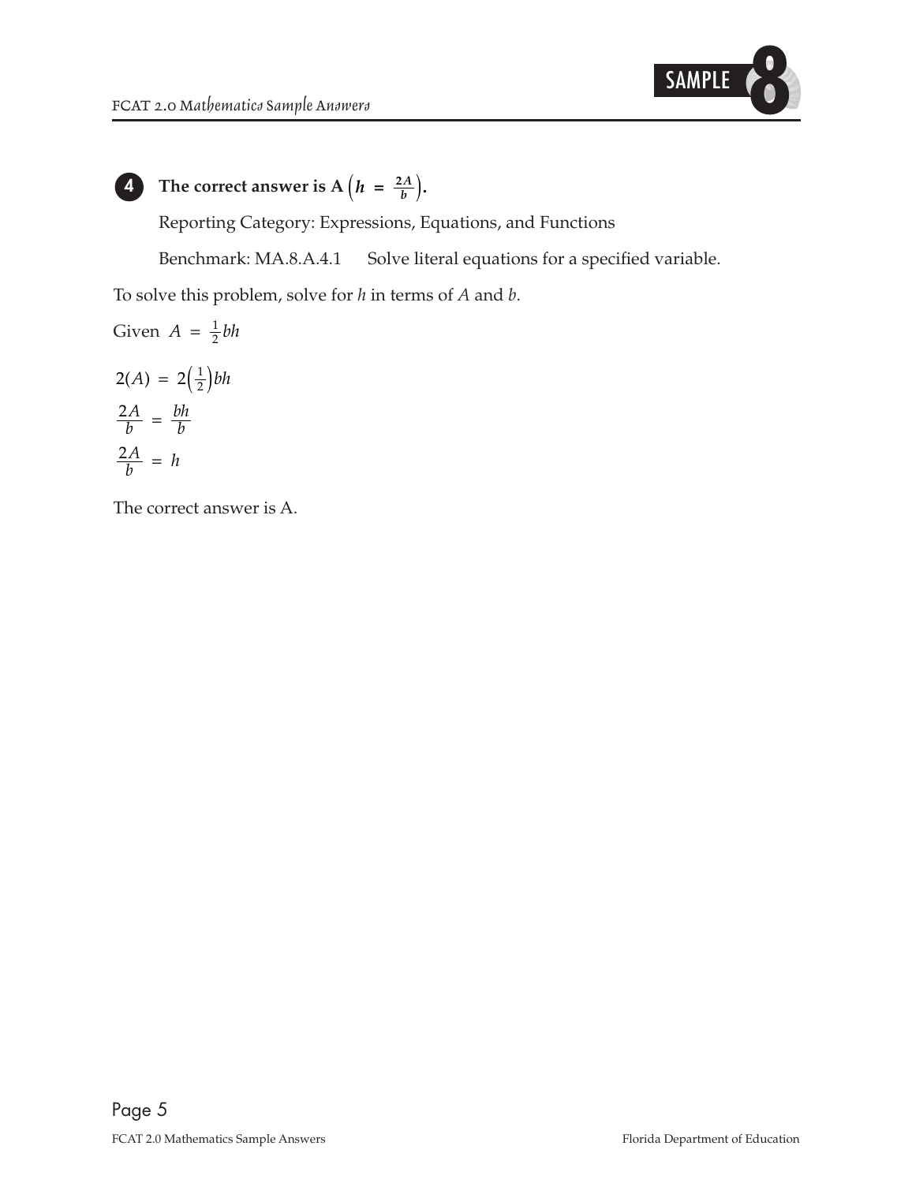**4** **The correct answer is A $\left(h = \frac{2A}{b}\right)$.**

Reporting Category: Expressions, Equations, and Functions

Benchmark: MA.8.A.4.1 Solve literal equations for a specified variable.

To solve this problem, solve for $h$ in terms of $A$ and $b$.

Given $A = \frac{1}{2}bh$

$2(A) = 2\left(\frac{1}{2}\right)bh$

$\frac{2A}{b} = \frac{bh}{b}$

$\frac{2A}{b} = h$

The correct answer is A.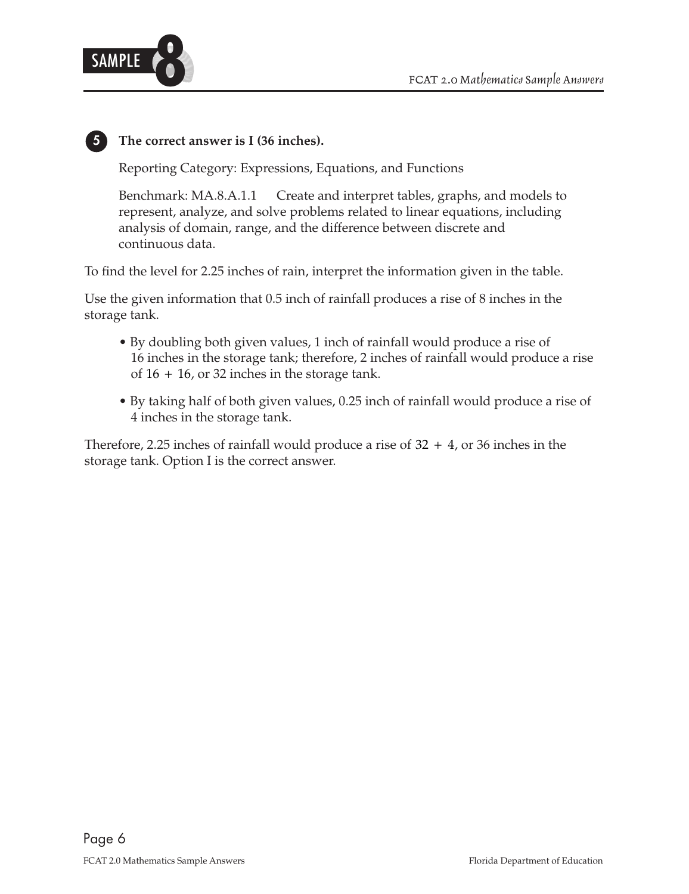**5** **The correct answer is I (36 inches).**

Reporting Category: Expressions, Equations, and Functions

Benchmark: MA.8.A.1.1 Create and interpret tables, graphs, and models to represent, analyze, and solve problems related to linear equations, including analysis of domain, range, and the difference between discrete and continuous data.

To find the level for 2.25 inches of rain, interpret the information given in the table.

Use the given information that 0.5 inch of rainfall produces a rise of 8 inches in the storage tank.

- By doubling both given values, 1 inch of rainfall would produce a rise of 16 inches in the storage tank; therefore, 2 inches of rainfall would produce a rise of $16 + 16$, or 32 inches in the storage tank.
- By taking half of both given values, 0.25 inch of rainfall would produce a rise of 4 inches in the storage tank.

Therefore, 2.25 inches of rainfall would produce a rise of $32 + 4$, or 36 inches in the storage tank. Option I is the correct answer.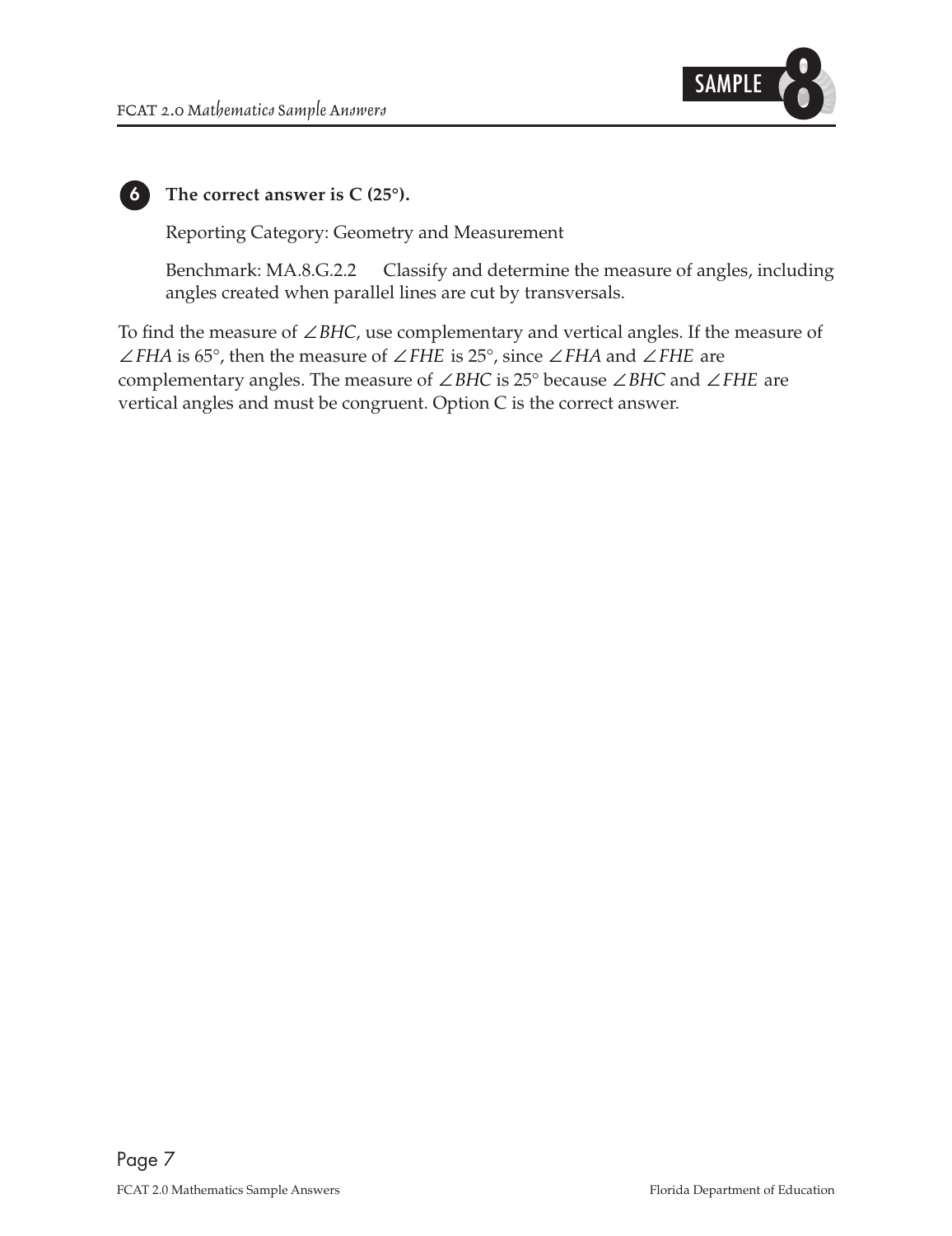**6** **The correct answer is C (25°).**

Reporting Category: Geometry and Measurement

Benchmark: MA.8.G.2.2 Classify and determine the measure of angles, including angles created when parallel lines are cut by transversals.

To find the measure of $\angle BHC$, use complementary and vertical angles. If the measure of $\angle FHA$ is 65°, then the measure of $\angle FHE$ is 25°, since $\angle FHA$ and $\angle FHE$ are complementary angles. The measure of $\angle BHC$ is 25° because $\angle BHC$ and $\angle FHE$ are vertical angles and must be congruent. Option C is the correct answer.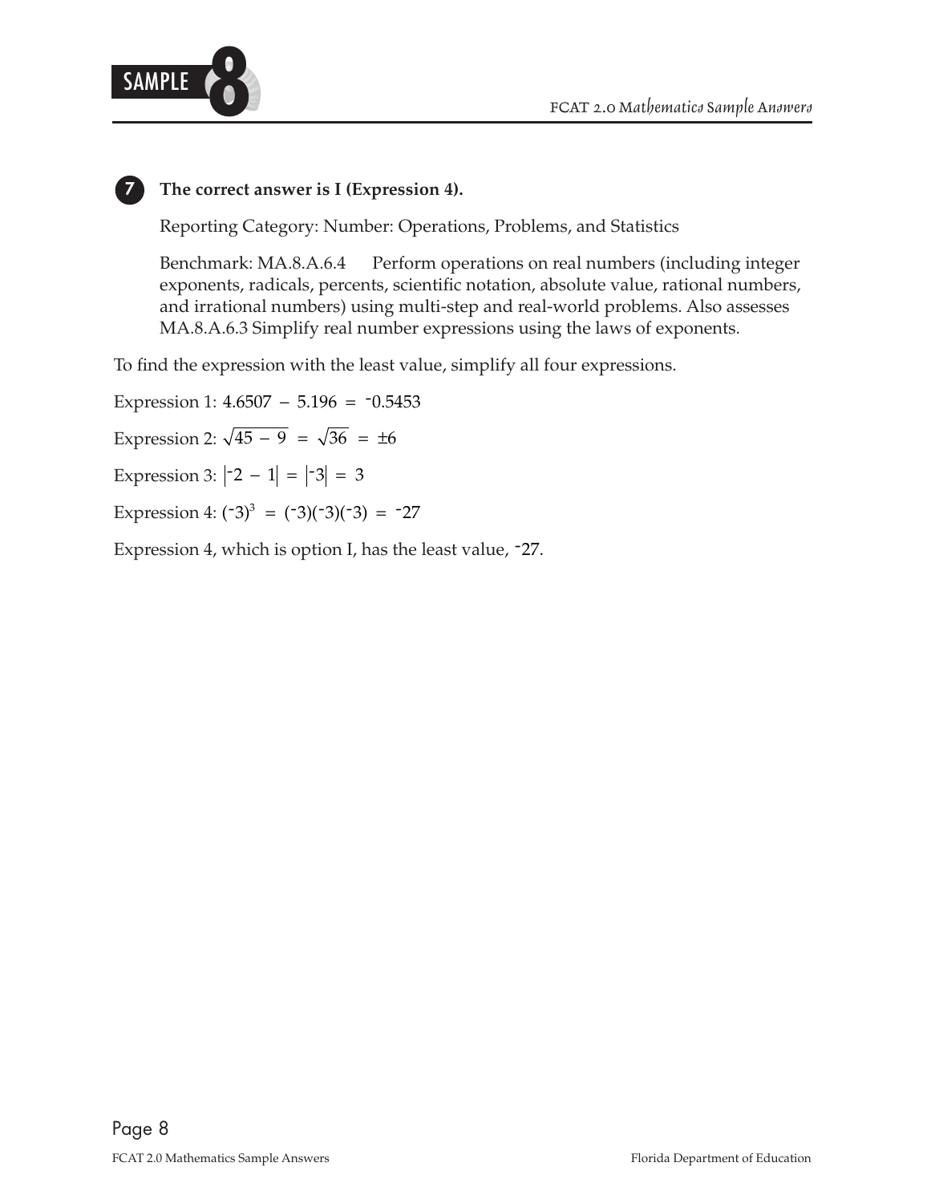**7** **The correct answer is I (Expression 4).**

Reporting Category: Number: Operations, Problems, and Statistics

Benchmark: MA.8.A.6.4 Perform operations on real numbers (including integer exponents, radicals, percents, scientific notation, absolute value, rational numbers, and irrational numbers) using multi-step and real-world problems. Also assesses MA.8.A.6.3 Simplify real number expressions using the laws of exponents.

To find the expression with the least value, simplify all four expressions.

Expression 1: $4.6507 - 5.196 = {}^{-}0.5453$

Expression 2: $\sqrt{45 - 9} = \sqrt{36} = \pm 6$

Expression 3: $|{}^{-}2 - 1| = |{}^{-}3| = 3$

Expression 4: $({}^{-}3)^3 = ({}^{-}3)({}^{-}3)({}^{-}3) = {}^{-}27$

Expression 4, which is option I, has the least value, ${}^{-}27$.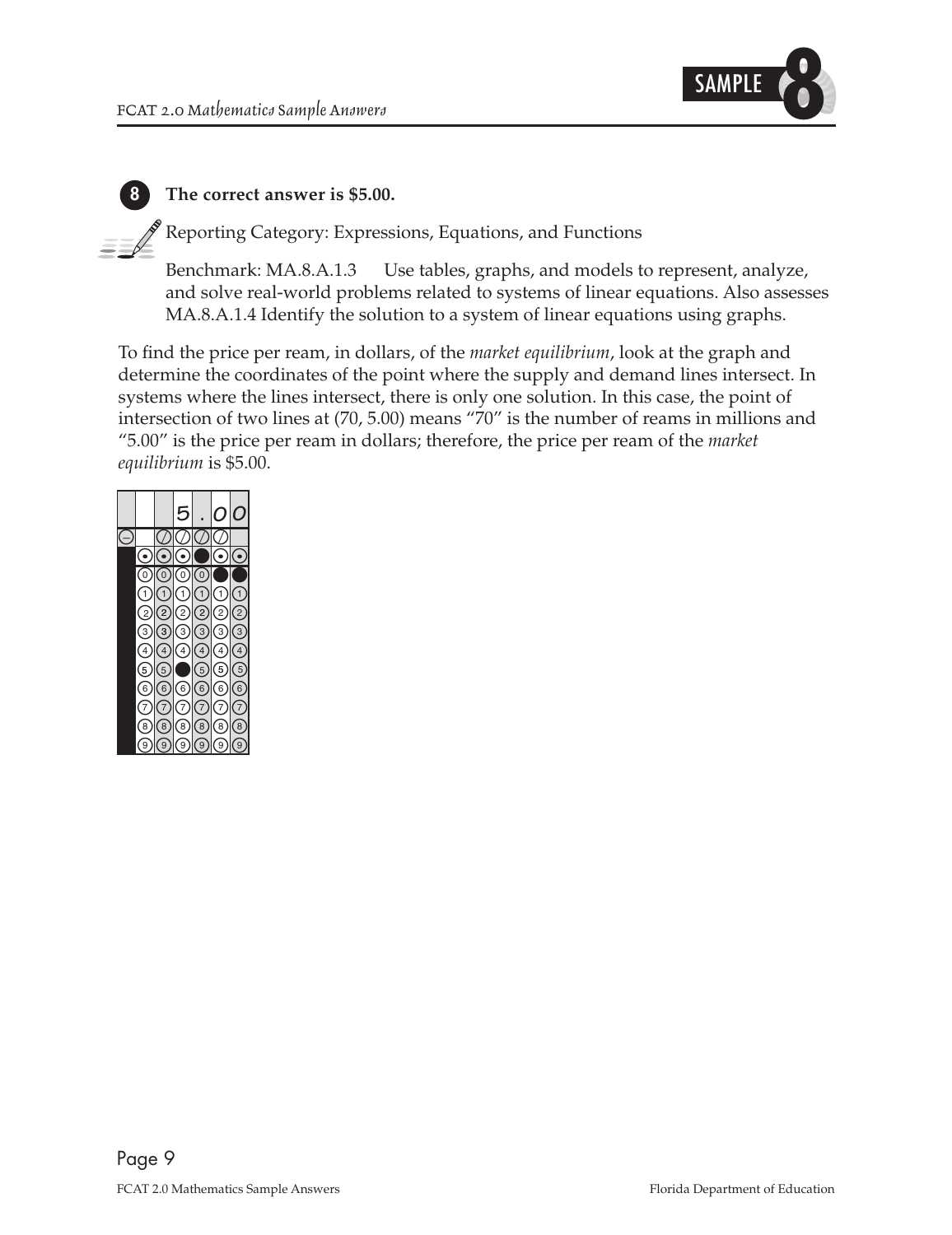**8** **The correct answer is \$5.00.**

Reporting Category: Expressions, Equations, and Functions

Benchmark: MA.8.A.1.3 Use tables, graphs, and models to represent, analyze, and solve real-world problems related to systems of linear equations. Also assesses MA.8.A.1.4 Identify the solution to a system of linear equations using graphs.

To find the price per ream, in dollars, of the *market equilibrium*, look at the graph and determine the coordinates of the point where the supply and demand lines intersect. In systems where the lines intersect, there is only one solution. In this case, the point of intersection of two lines at (70, 5.00) means "70" is the number of reams in millions and "5.00" is the price per ream in dollars; therefore, the price per ream of the *market equilibrium* is \$5.00.

| | | | 5 | . | 0 | 0 |
|---|---|---|---|---|---|---|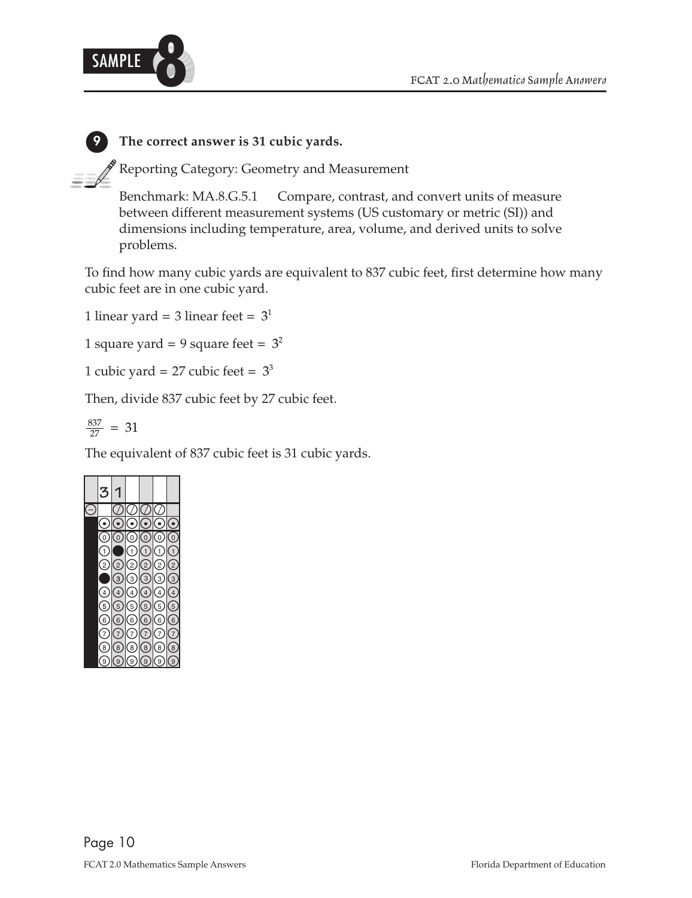**9** **The correct answer is 31 cubic yards.**

Reporting Category: Geometry and Measurement

Benchmark: MA.8.G.5.1 Compare, contrast, and convert units of measure between different measurement systems (US customary or metric (SI)) and dimensions including temperature, area, volume, and derived units to solve problems.

To find how many cubic yards are equivalent to 837 cubic feet, first determine how many cubic feet are in one cubic yard.

1 linear yard = 3 linear feet = $3^1$

1 square yard = 9 square feet = $3^2$

1 cubic yard = 27 cubic feet = $3^3$

Then, divide 837 cubic feet by 27 cubic feet.

$\frac{837}{27} = 31$

The equivalent of 837 cubic feet is 31 cubic yards.

| 3 | 1 | | | | |
|---|---|---|---|---|---|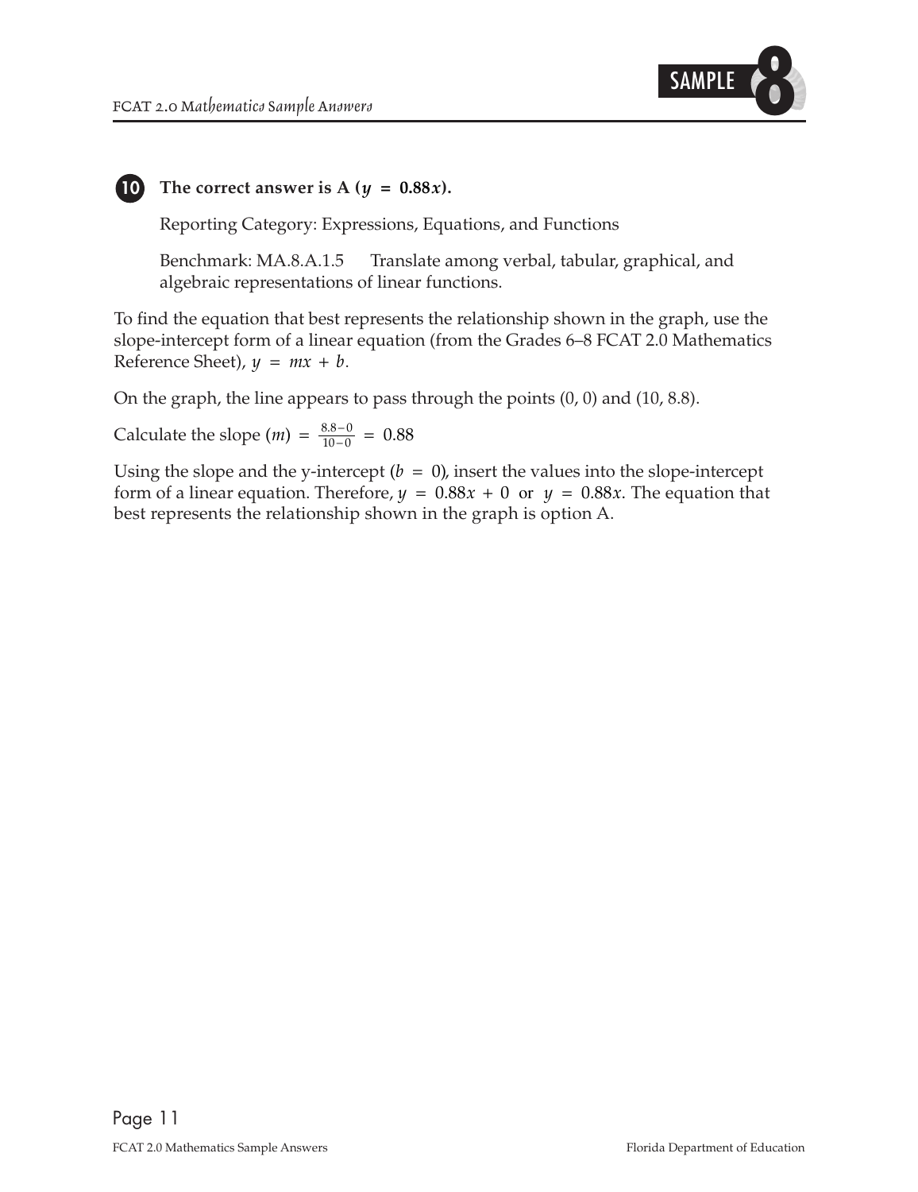**10** **The correct answer is A ($y = 0.88x$).**

Reporting Category: Expressions, Equations, and Functions

Benchmark: MA.8.A.1.5 Translate among verbal, tabular, graphical, and algebraic representations of linear functions.

To find the equation that best represents the relationship shown in the graph, use the slope-intercept form of a linear equation (from the Grades 6–8 FCAT 2.0 Mathematics Reference Sheet), $y = mx + b$.

On the graph, the line appears to pass through the points (0, 0) and (10, 8.8).

Calculate the slope ($m$) $= \frac{8.8-0}{10-0} = 0.88$

Using the slope and the y-intercept ($b = 0$), insert the values into the slope-intercept form of a linear equation. Therefore, $y = 0.88x + 0$ or $y = 0.88x$. The equation that best represents the relationship shown in the graph is option A.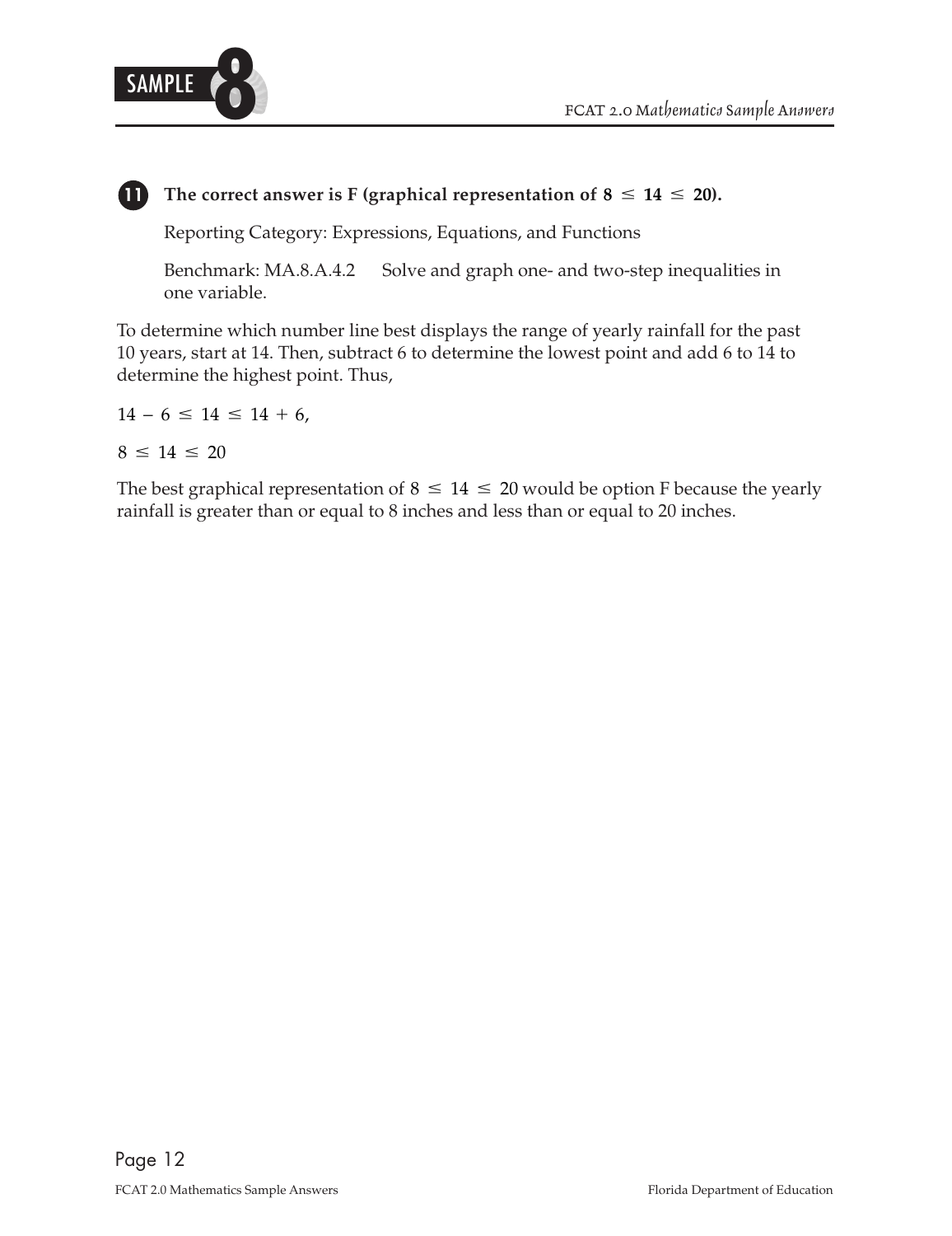**11** **The correct answer is F (graphical representation of $8 \leq 14 \leq 20$).**

Reporting Category: Expressions, Equations, and Functions

Benchmark: MA.8.A.4.2 Solve and graph one- and two-step inequalities in one variable.

To determine which number line best displays the range of yearly rainfall for the past 10 years, start at 14. Then, subtract 6 to determine the lowest point and add 6 to 14 to determine the highest point. Thus,

$14 - 6 \leq 14 \leq 14 + 6,$

$8 \leq 14 \leq 20$

The best graphical representation of $8 \leq 14 \leq 20$ would be option F because the yearly rainfall is greater than or equal to 8 inches and less than or equal to 20 inches.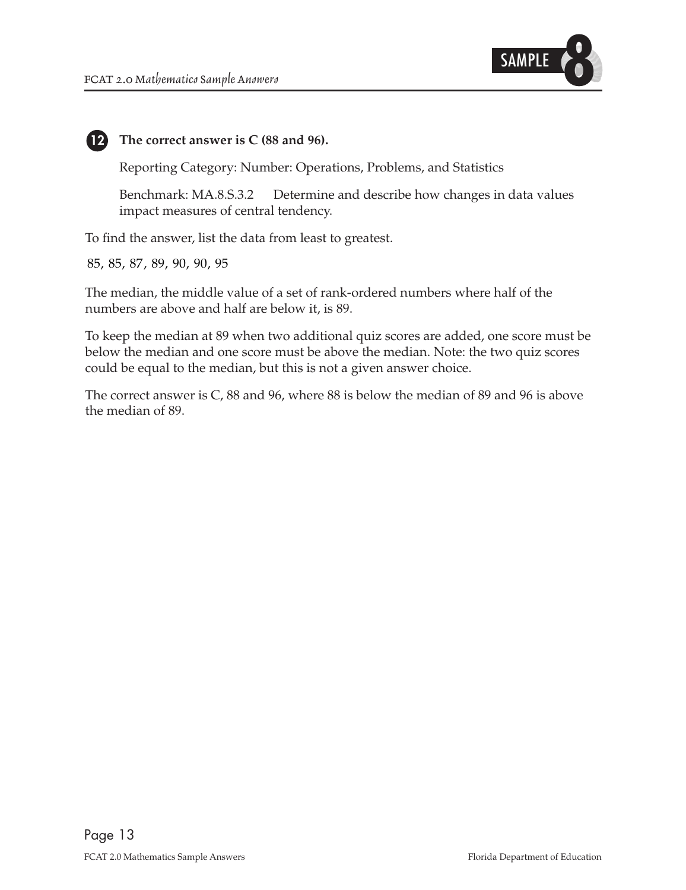**12** **The correct answer is C (88 and 96).**

Reporting Category: Number: Operations, Problems, and Statistics

Benchmark: MA.8.S.3.2 Determine and describe how changes in data values impact measures of central tendency.

To find the answer, list the data from least to greatest.

85, 85, 87, 89, 90, 90, 95

The median, the middle value of a set of rank-ordered numbers where half of the numbers are above and half are below it, is 89.

To keep the median at 89 when two additional quiz scores are added, one score must be below the median and one score must be above the median. Note: the two quiz scores could be equal to the median, but this is not a given answer choice.

The correct answer is C, 88 and 96, where 88 is below the median of 89 and 96 is above the median of 89.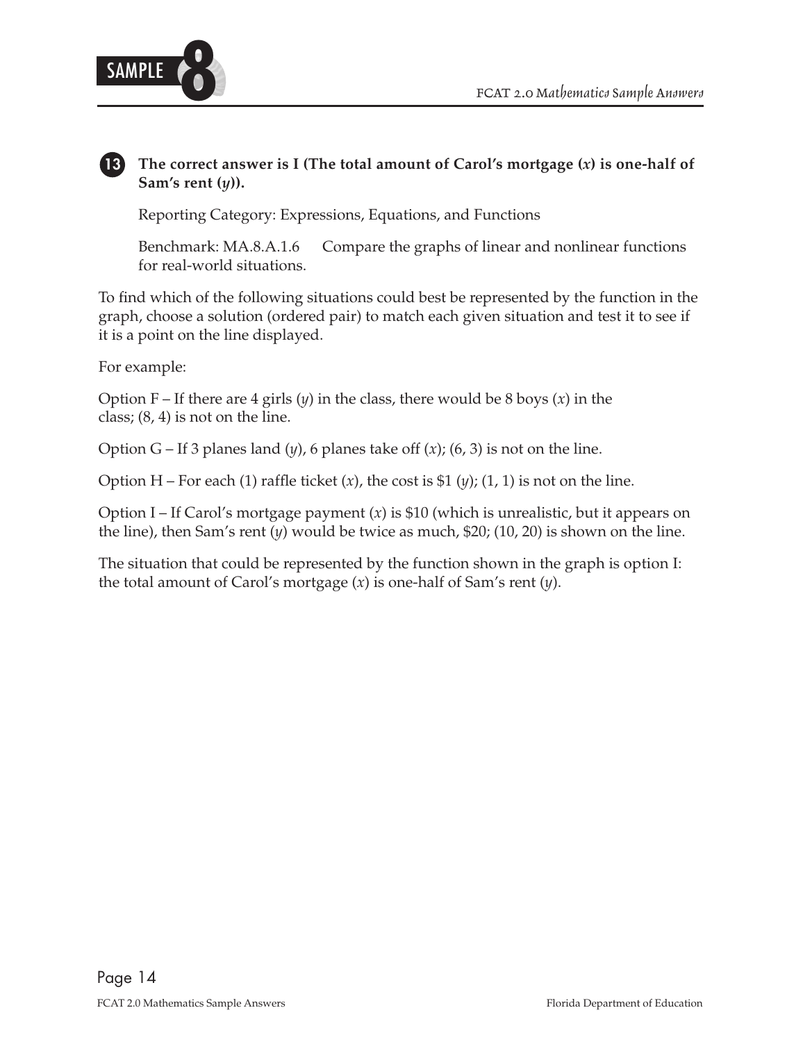**13** **The correct answer is I (The total amount of Carol's mortgage ($x$) is one-half of Sam's rent ($y$)).**

Reporting Category: Expressions, Equations, and Functions

Benchmark: MA.8.A.1.6 Compare the graphs of linear and nonlinear functions for real-world situations.

To find which of the following situations could best be represented by the function in the graph, choose a solution (ordered pair) to match each given situation and test it to see if it is a point on the line displayed.

For example:

Option F – If there are 4 girls ($y$) in the class, there would be 8 boys ($x$) in the class; (8, 4) is not on the line.

Option G – If 3 planes land ($y$), 6 planes take off ($x$); (6, 3) is not on the line.

Option H – For each (1) raffle ticket ($x$), the cost is $1 ($y$); (1, 1) is not on the line.

Option I – If Carol's mortgage payment ($x$) is $10 (which is unrealistic, but it appears on the line), then Sam's rent ($y$) would be twice as much, $20; (10, 20) is shown on the line.

The situation that could be represented by the function shown in the graph is option I: the total amount of Carol's mortgage ($x$) is one-half of Sam's rent ($y$).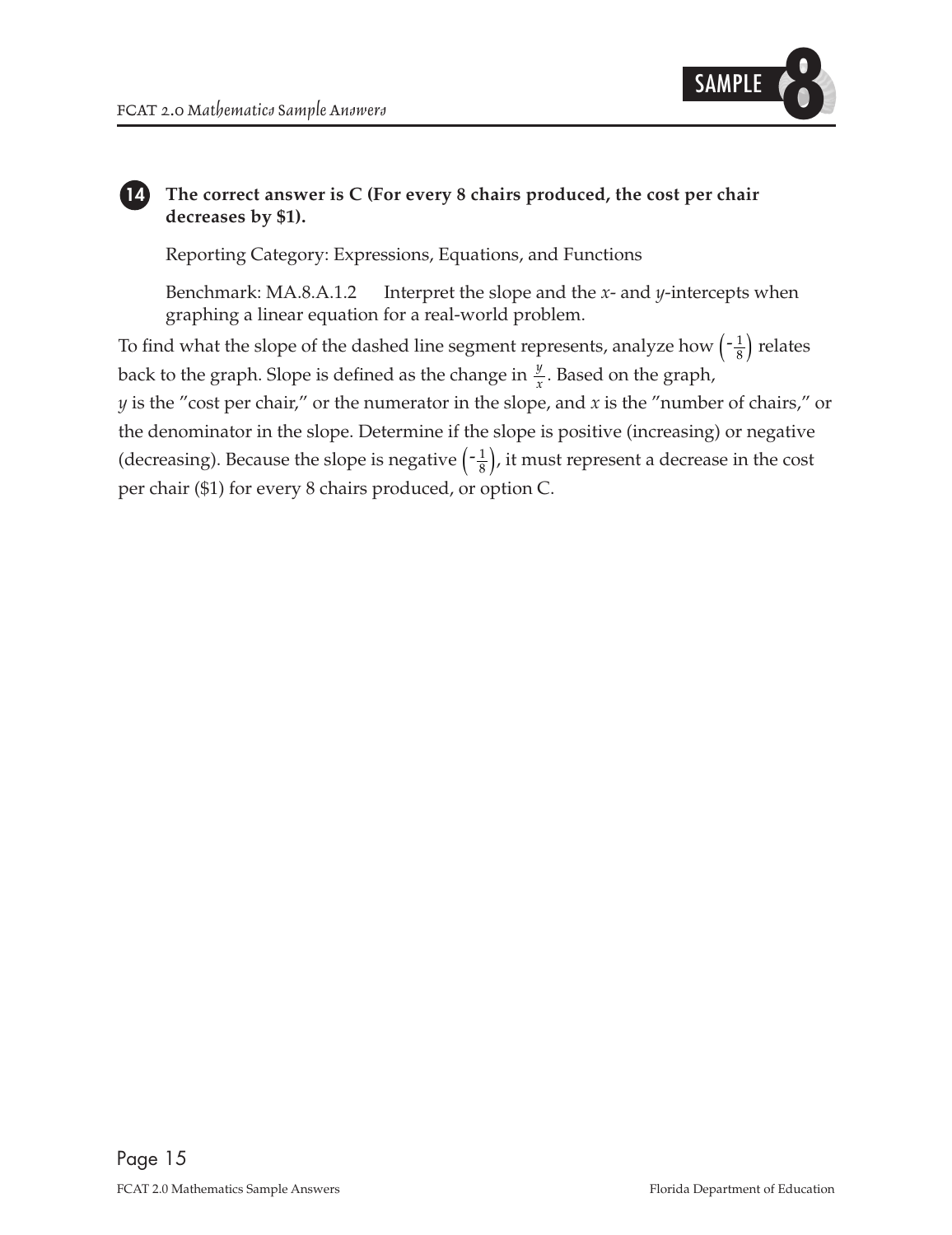**14** **The correct answer is C (For every 8 chairs produced, the cost per chair decreases by $1).**

Reporting Category: Expressions, Equations, and Functions

Benchmark: MA.8.A.1.2 Interpret the slope and the *x*- and *y*-intercepts when graphing a linear equation for a real-world problem.

To find what the slope of the dashed line segment represents, analyze how $\left(-\frac{1}{8}\right)$ relates back to the graph. Slope is defined as the change in $\frac{y}{x}$. Based on the graph, $y$ is the "cost per chair," or the numerator in the slope, and $x$ is the "number of chairs," or the denominator in the slope. Determine if the slope is positive (increasing) or negative (decreasing). Because the slope is negative $\left(-\frac{1}{8}\right)$, it must represent a decrease in the cost per chair ($1) for every 8 chairs produced, or option C.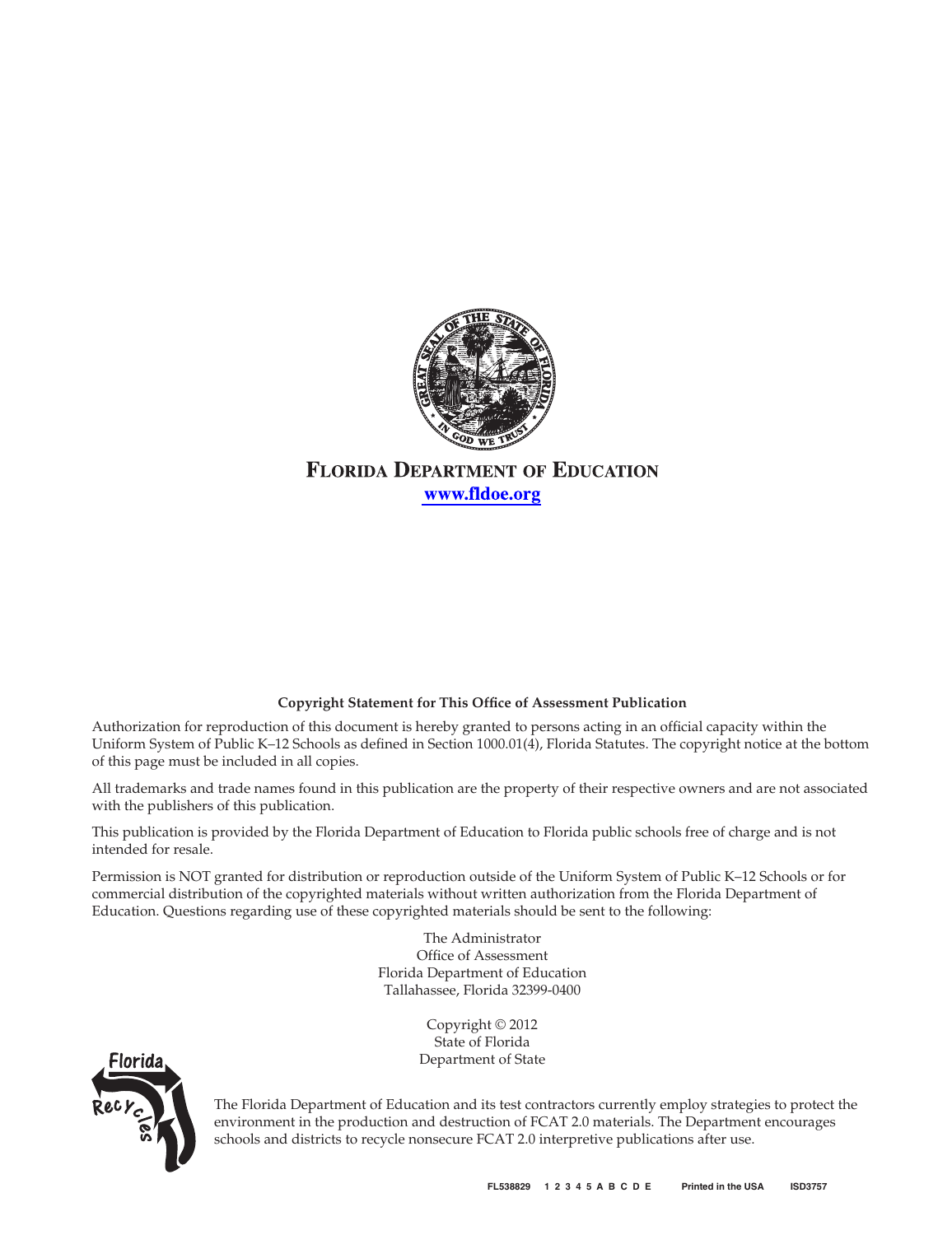**Florida Department of Education**

www.fldoe.org

**Copyright Statement for This Office of Assessment Publication**

Authorization for reproduction of this document is hereby granted to persons acting in an official capacity within the Uniform System of Public K–12 Schools as defined in Section 1000.01(4), Florida Statutes. The copyright notice at the bottom of this page must be included in all copies.

All trademarks and trade names found in this publication are the property of their respective owners and are not associated with the publishers of this publication.

This publication is provided by the Florida Department of Education to Florida public schools free of charge and is not intended for resale.

Permission is NOT granted for distribution or reproduction outside of the Uniform System of Public K–12 Schools or for commercial distribution of the copyrighted materials without written authorization from the Florida Department of Education. Questions regarding use of these copyrighted materials should be sent to the following:

The Administrator
Office of Assessment
Florida Department of Education
Tallahassee, Florida 32399-0400

Copyright © 2012
State of Florida
Department of State

The Florida Department of Education and its test contractors currently employ strategies to protect the environment in the production and destruction of FCAT 2.0 materials. The Department encourages schools and districts to recycle nonsecure FCAT 2.0 interpretive publications after use.

FL538829 1 2 3 4 5 A B C D E Printed in the USA ISD3757